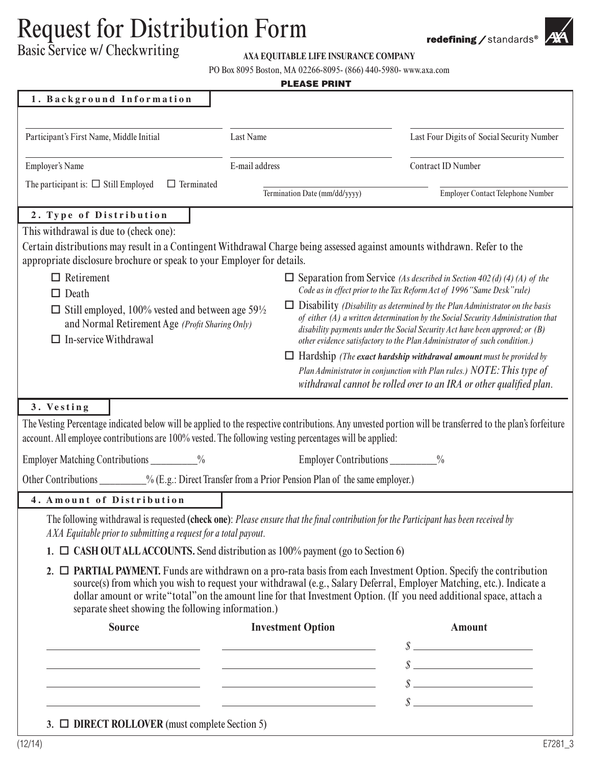# Request for Distribution Form

Basic Service w/ Checkwriting

**AXA EQUITABLE LIFE INSURANCE COMPANY**

PO Box 8095 Boston, MA 02266-8095- (866) 440-5980- www.axa.com

redefining / standards®

**PLEASE PRINT**

## 1. Background Information

| | | |
|---|---|---|
| Participant's First Name, Middle Initial | Last Name | Last Four Digits of Social Security Number |
| Employer's Name | E-mail address | Contract ID Number |

The participant is: ☐ Still Employed ☐ Terminated

Termination Date (mm/dd/yyyy) ____________ Employer Contact Telephone Number ____________

## 2. Type of Distribution

This withdrawal is due to (check one):

Certain distributions may result in a Contingent Withdrawal Charge being assessed against amounts withdrawn. Refer to the appropriate disclosure brochure or speak to your Employer for details.

- ☐ Retirement
- ☐ Death
- ☐ Still employed, 100% vested and between age 59½ and Normal Retirement Age *(Profit Sharing Only)*
- ☐ In-service Withdrawal
- ☐ Separation from Service *(As described in Section 402 (d) (4) (A) of the Code as in effect prior to the Tax Reform Act of 1996 "Same Desk" rule)*
- ☐ Disability *(Disability as determined by the Plan Administrator on the basis of either (A) a written determination by the Social Security Administration that disability payments under the Social Security Act have been approved; or (B) other evidence satisfactory to the Plan Administrator of such condition.)*
- ☐ Hardship *(The **exact hardship withdrawal amount** must be provided by Plan Administrator in conjunction with Plan rules.) NOTE: This type of withdrawal cannot be rolled over to an IRA or other qualified plan.*

## 3. Vesting

The Vesting Percentage indicated below will be applied to the respective contributions. Any unvested portion will be transferred to the plan's forfeiture account. All employee contributions are 100% vested. The following vesting percentages will be applied:

Employer Matching Contributions _________% Employer Contributions _________%

Other Contributions _________% (E.g.: Direct Transfer from a Prior Pension Plan of the same employer.)

## 4. Amount of Distribution

The following withdrawal is requested **(check one)**: *Please ensure that the final contribution for the Participant has been received by AXA Equitable prior to submitting a request for a total payout.*

1. ☐ **CASH OUT ALL ACCOUNTS.** Send distribution as 100% payment (go to Section 6)
2. ☐ **PARTIAL PAYMENT.** Funds are withdrawn on a pro-rata basis from each Investment Option. Specify the contribution source(s) from which you wish to request your withdrawal (e.g., Salary Deferral, Employer Matching, etc.). Indicate a dollar amount or write "total" on the amount line for that Investment Option. (If you need additional space, attach a separate sheet showing the following information.)

| Source | Investment Option | Amount |
|---|---|---|
| | | $ |
| | | $ |
| | | $ |
| | | $ |

3. ☐ **DIRECT ROLLOVER** (must complete Section 5)

(12/14) E7281_3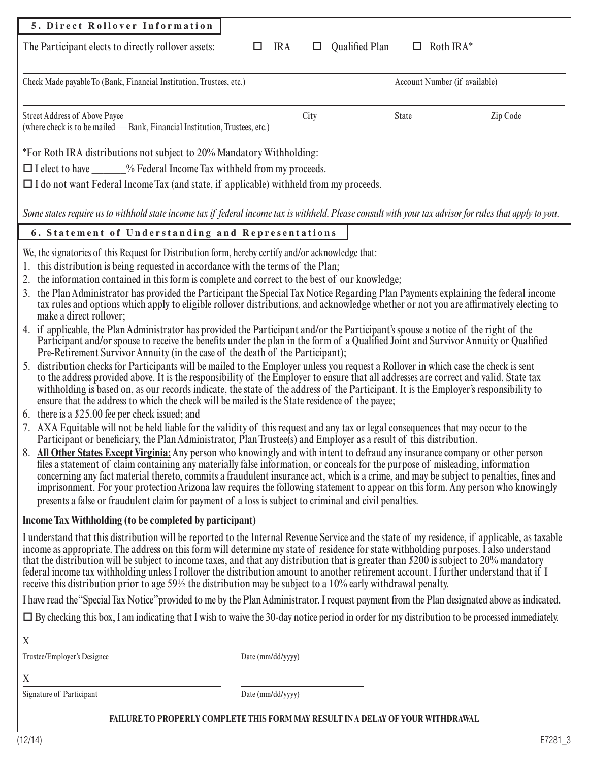## 5. Direct Rollover Information

The Participant elects to directly rollover assets: ☐ IRA ☐ Qualified Plan ☐ Roth IRA*

Check Made payable To (Bank, Financial Institution, Trustees, etc.) Account Number (if available)

Street Address of Above Payee (where check is to be mailed — Bank, Financial Institution, Trustees, etc.) City State Zip Code

*For Roth IRA distributions not subject to 20% Mandatory Withholding:

☐ I elect to have _______% Federal Income Tax withheld from my proceeds.

☐ I do not want Federal Income Tax (and state, if applicable) withheld from my proceeds.

*Some states require us to withhold state income tax if federal income tax is withheld. Please consult with your tax advisor for rules that apply to you.*

## 6. Statement of Understanding and Representations

We, the signatories of this Request for Distribution form, hereby certify and/or acknowledge that:

1. this distribution is being requested in accordance with the terms of the Plan;
2. the information contained in this form is complete and correct to the best of our knowledge;
3. the Plan Administrator has provided the Participant the Special Tax Notice Regarding Plan Payments explaining the federal income tax rules and options which apply to eligible rollover distributions, and acknowledge whether or not you are affirmatively electing to make a direct rollover;
4. if applicable, the Plan Administrator has provided the Participant and/or the Participant's spouse a notice of the right of the Participant and/or spouse to receive the benefits under the plan in the form of a Qualified Joint and Survivor Annuity or Qualified Pre-Retirement Survivor Annuity (in the case of the death of the Participant);
5. distribution checks for Participants will be mailed to the Employer unless you request a Rollover in which case the check is sent to the address provided above. It is the responsibility of the Employer to ensure that all addresses are correct and valid. State tax withholding is based on, as our records indicate, the state of the address of the Participant. It is the Employer's responsibility to ensure that the address to which the check will be mailed is the State residence of the payee;
6. there is a $25.00 fee per check issued; and
7. AXA Equitable will not be held liable for the validity of this request and any tax or legal consequences that may occur to the Participant or beneficiary, the Plan Administrator, Plan Trustee(s) and Employer as a result of this distribution.
8. **All Other States Except Virginia:** Any person who knowingly and with intent to defraud any insurance company or other person files a statement of claim containing any materially false information, or conceals for the purpose of misleading, information concerning any fact material thereto, commits a fraudulent insurance act, which is a crime, and may be subject to penalties, fines and imprisonment. For your protection Arizona law requires the following statement to appear on this form. Any person who knowingly presents a false or fraudulent claim for payment of a loss is subject to criminal and civil penalties.

**Income Tax Withholding (to be completed by participant)**

I understand that this distribution will be reported to the Internal Revenue Service and the state of my residence, if applicable, as taxable income as appropriate. The address on this form will determine my state of residence for state withholding purposes. I also understand that the distribution will be subject to income taxes, and that any distribution that is greater than $200 is subject to 20% mandatory federal income tax withholding unless I rollover the distribution amount to another retirement account. I further understand that if I receive this distribution prior to age 59½ the distribution may be subject to a 10% early withdrawal penalty.

I have read the "Special Tax Notice" provided to me by the Plan Administrator. I request payment from the Plan designated above as indicated.

☐ By checking this box, I am indicating that I wish to waive the 30-day notice period in order for my distribution to be processed immediately.

X ______________________________ ____________________
Trustee/Employer's Designee Date (mm/dd/yyyy)

X ______________________________ ____________________
Signature of Participant Date (mm/dd/yyyy)

**FAILURE TO PROPERLY COMPLETE THIS FORM MAY RESULT IN A DELAY OF YOUR WITHDRAWAL**

(12/14) E7281_3